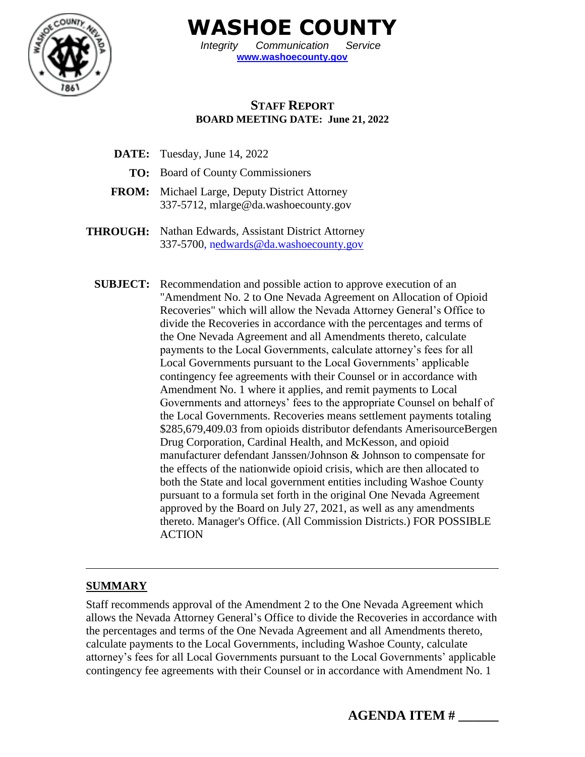# WASHOE COUNTY

*Integrity Communication Service*

**www.washoecounty.gov**

## STAFF REPORT

**BOARD MEETING DATE: June 21, 2022**

**DATE:** Tuesday, June 14, 2022

**TO:** Board of County Commissioners

**FROM:** Michael Large, Deputy District Attorney
337-5712, mlarge@da.washoecounty.gov

**THROUGH:** Nathan Edwards, Assistant District Attorney
337-5700, nedwards@da.washoecounty.gov

**SUBJECT:** Recommendation and possible action to approve execution of an "Amendment No. 2 to One Nevada Agreement on Allocation of Opioid Recoveries" which will allow the Nevada Attorney General's Office to divide the Recoveries in accordance with the percentages and terms of the One Nevada Agreement and all Amendments thereto, calculate payments to the Local Governments, calculate attorney's fees for all Local Governments pursuant to the Local Governments' applicable contingency fee agreements with their Counsel or in accordance with Amendment No. 1 where it applies, and remit payments to Local Governments and attorneys' fees to the appropriate Counsel on behalf of the Local Governments. Recoveries means settlement payments totaling $285,679,409.03 from opioids distributor defendants AmerisourceBergen Drug Corporation, Cardinal Health, and McKesson, and opioid manufacturer defendant Janssen/Johnson & Johnson to compensate for the effects of the nationwide opioid crisis, which are then allocated to both the State and local government entities including Washoe County pursuant to a formula set forth in the original One Nevada Agreement approved by the Board on July 27, 2021, as well as any amendments thereto. Manager's Office. (All Commission Districts.) FOR POSSIBLE ACTION

---

**SUMMARY**

Staff recommends approval of the Amendment 2 to the One Nevada Agreement which allows the Nevada Attorney General's Office to divide the Recoveries in accordance with the percentages and terms of the One Nevada Agreement and all Amendments thereto, calculate payments to the Local Governments, including Washoe County, calculate attorney's fees for all Local Governments pursuant to the Local Governments' applicable contingency fee agreements with their Counsel or in accordance with Amendment No. 1

**AGENDA ITEM # ______**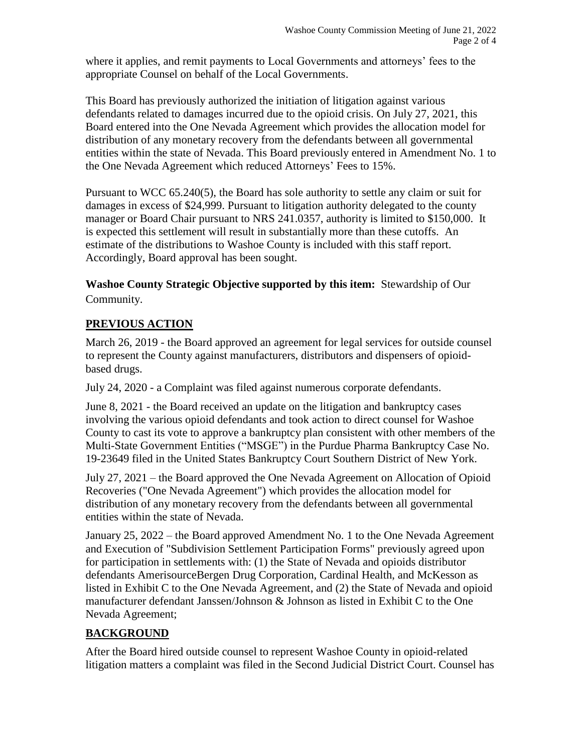where it applies, and remit payments to Local Governments and attorneys' fees to the appropriate Counsel on behalf of the Local Governments.

This Board has previously authorized the initiation of litigation against various defendants related to damages incurred due to the opioid crisis. On July 27, 2021, this Board entered into the One Nevada Agreement which provides the allocation model for distribution of any monetary recovery from the defendants between all governmental entities within the state of Nevada. This Board previously entered in Amendment No. 1 to the One Nevada Agreement which reduced Attorneys' Fees to 15%.

Pursuant to WCC 65.240(5), the Board has sole authority to settle any claim or suit for damages in excess of $24,999. Pursuant to litigation authority delegated to the county manager or Board Chair pursuant to NRS 241.0357, authority is limited to $150,000. It is expected this settlement will result in substantially more than these cutoffs. An estimate of the distributions to Washoe County is included with this staff report. Accordingly, Board approval has been sought.

**Washoe County Strategic Objective supported by this item:** Stewardship of Our Community.

## PREVIOUS ACTION

March 26, 2019 - the Board approved an agreement for legal services for outside counsel to represent the County against manufacturers, distributors and dispensers of opioid-based drugs.

July 24, 2020 - a Complaint was filed against numerous corporate defendants.

June 8, 2021 - the Board received an update on the litigation and bankruptcy cases involving the various opioid defendants and took action to direct counsel for Washoe County to cast its vote to approve a bankruptcy plan consistent with other members of the Multi-State Government Entities ("MSGE") in the Purdue Pharma Bankruptcy Case No. 19-23649 filed in the United States Bankruptcy Court Southern District of New York.

July 27, 2021 – the Board approved the One Nevada Agreement on Allocation of Opioid Recoveries ("One Nevada Agreement") which provides the allocation model for distribution of any monetary recovery from the defendants between all governmental entities within the state of Nevada.

January 25, 2022 – the Board approved Amendment No. 1 to the One Nevada Agreement and Execution of "Subdivision Settlement Participation Forms" previously agreed upon for participation in settlements with: (1) the State of Nevada and opioids distributor defendants AmerisourceBergen Drug Corporation, Cardinal Health, and McKesson as listed in Exhibit C to the One Nevada Agreement, and (2) the State of Nevada and opioid manufacturer defendant Janssen/Johnson & Johnson as listed in Exhibit C to the One Nevada Agreement;

## BACKGROUND

After the Board hired outside counsel to represent Washoe County in opioid-related litigation matters a complaint was filed in the Second Judicial District Court. Counsel has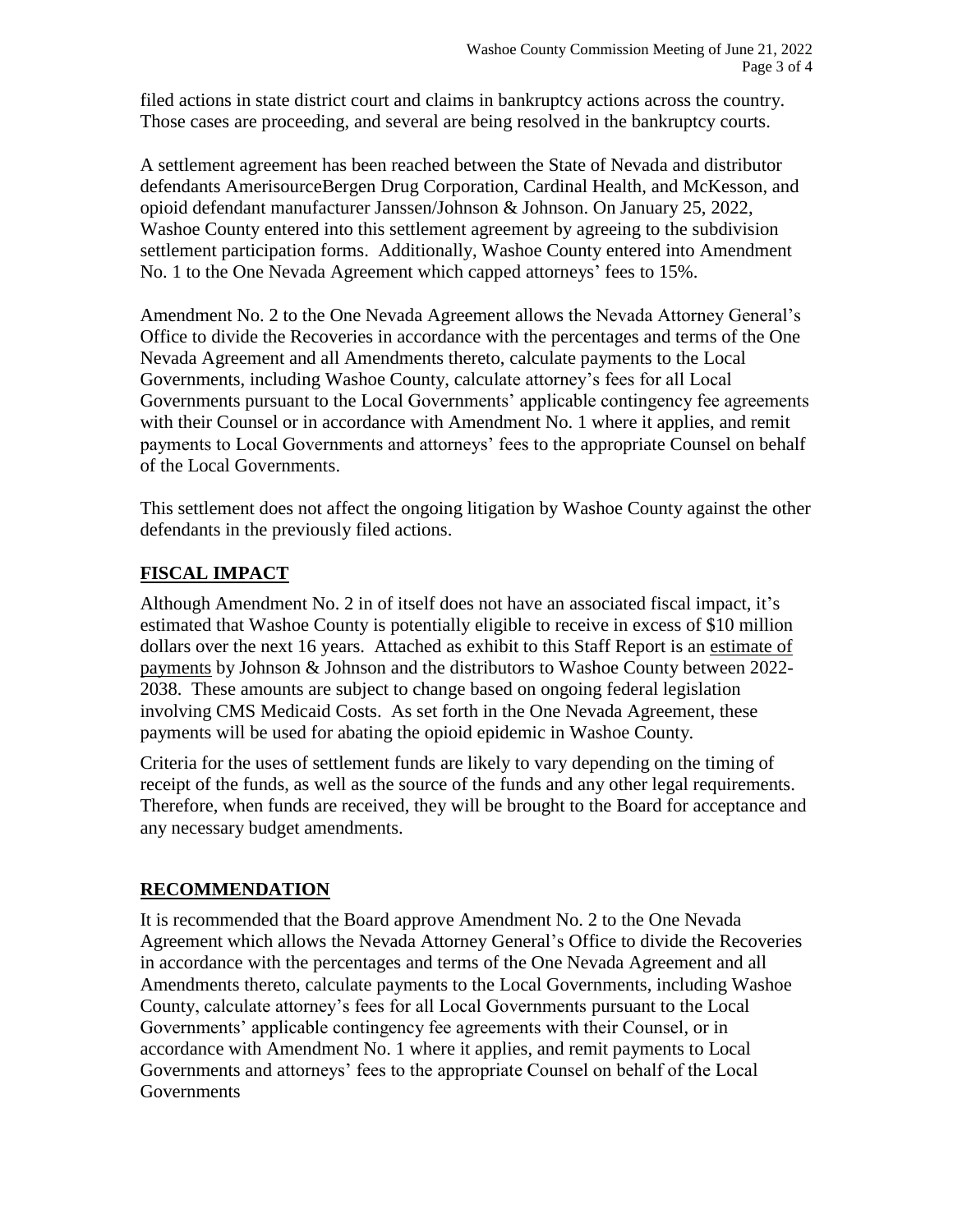filed actions in state district court and claims in bankruptcy actions across the country. Those cases are proceeding, and several are being resolved in the bankruptcy courts.

A settlement agreement has been reached between the State of Nevada and distributor defendants AmerisourceBergen Drug Corporation, Cardinal Health, and McKesson, and opioid defendant manufacturer Janssen/Johnson & Johnson. On January 25, 2022, Washoe County entered into this settlement agreement by agreeing to the subdivision settlement participation forms. Additionally, Washoe County entered into Amendment No. 1 to the One Nevada Agreement which capped attorneys' fees to 15%.

Amendment No. 2 to the One Nevada Agreement allows the Nevada Attorney General's Office to divide the Recoveries in accordance with the percentages and terms of the One Nevada Agreement and all Amendments thereto, calculate payments to the Local Governments, including Washoe County, calculate attorney's fees for all Local Governments pursuant to the Local Governments' applicable contingency fee agreements with their Counsel or in accordance with Amendment No. 1 where it applies, and remit payments to Local Governments and attorneys' fees to the appropriate Counsel on behalf of the Local Governments.

This settlement does not affect the ongoing litigation by Washoe County against the other defendants in the previously filed actions.

## FISCAL IMPACT

Although Amendment No. 2 in of itself does not have an associated fiscal impact, it's estimated that Washoe County is potentially eligible to receive in excess of $10 million dollars over the next 16 years. Attached as exhibit to this Staff Report is an estimate of payments by Johnson & Johnson and the distributors to Washoe County between 2022-2038. These amounts are subject to change based on ongoing federal legislation involving CMS Medicaid Costs. As set forth in the One Nevada Agreement, these payments will be used for abating the opioid epidemic in Washoe County.

Criteria for the uses of settlement funds are likely to vary depending on the timing of receipt of the funds, as well as the source of the funds and any other legal requirements. Therefore, when funds are received, they will be brought to the Board for acceptance and any necessary budget amendments.

## RECOMMENDATION

It is recommended that the Board approve Amendment No. 2 to the One Nevada Agreement which allows the Nevada Attorney General's Office to divide the Recoveries in accordance with the percentages and terms of the One Nevada Agreement and all Amendments thereto, calculate payments to the Local Governments, including Washoe County, calculate attorney's fees for all Local Governments pursuant to the Local Governments' applicable contingency fee agreements with their Counsel, or in accordance with Amendment No. 1 where it applies, and remit payments to Local Governments and attorneys' fees to the appropriate Counsel on behalf of the Local Governments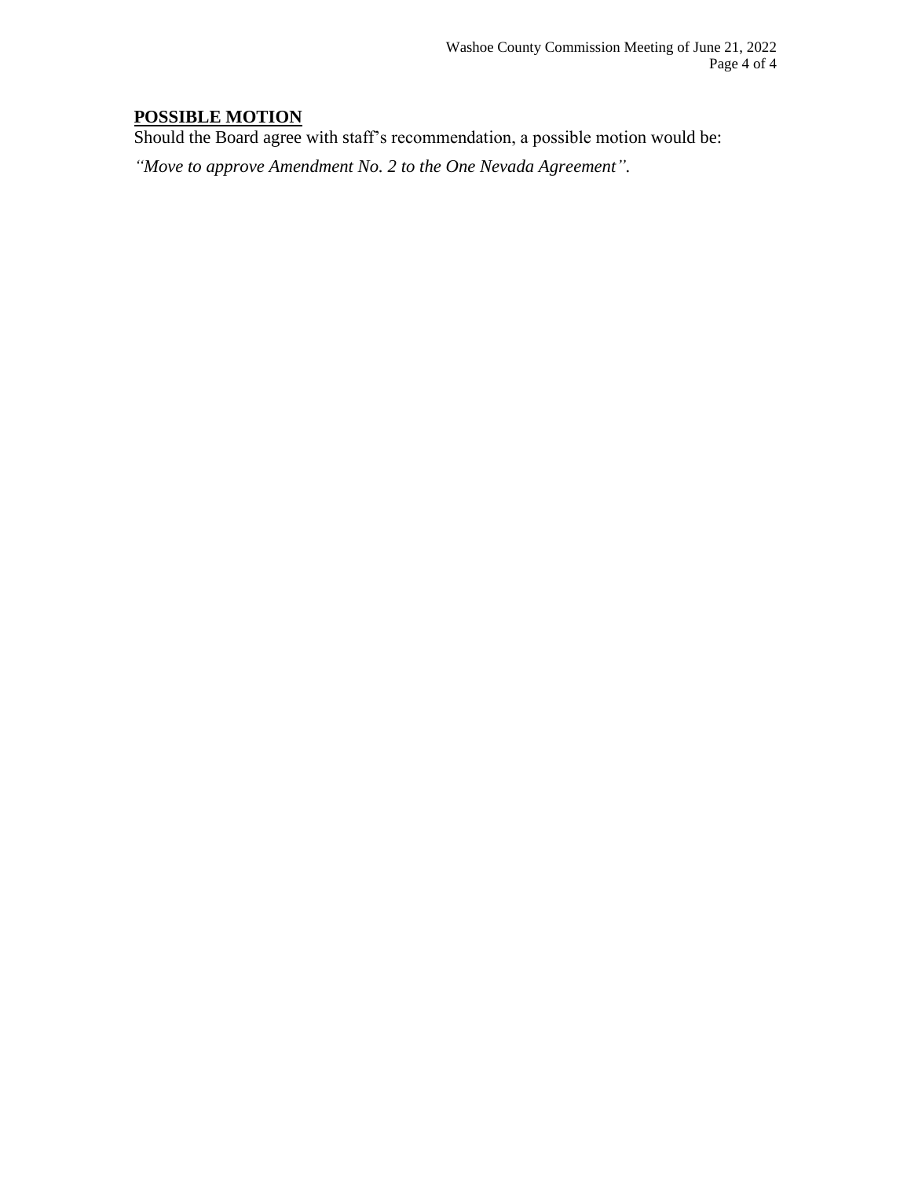**POSSIBLE MOTION**

Should the Board agree with staff's recommendation, a possible motion would be:

*"Move to approve Amendment No. 2 to the One Nevada Agreement".*